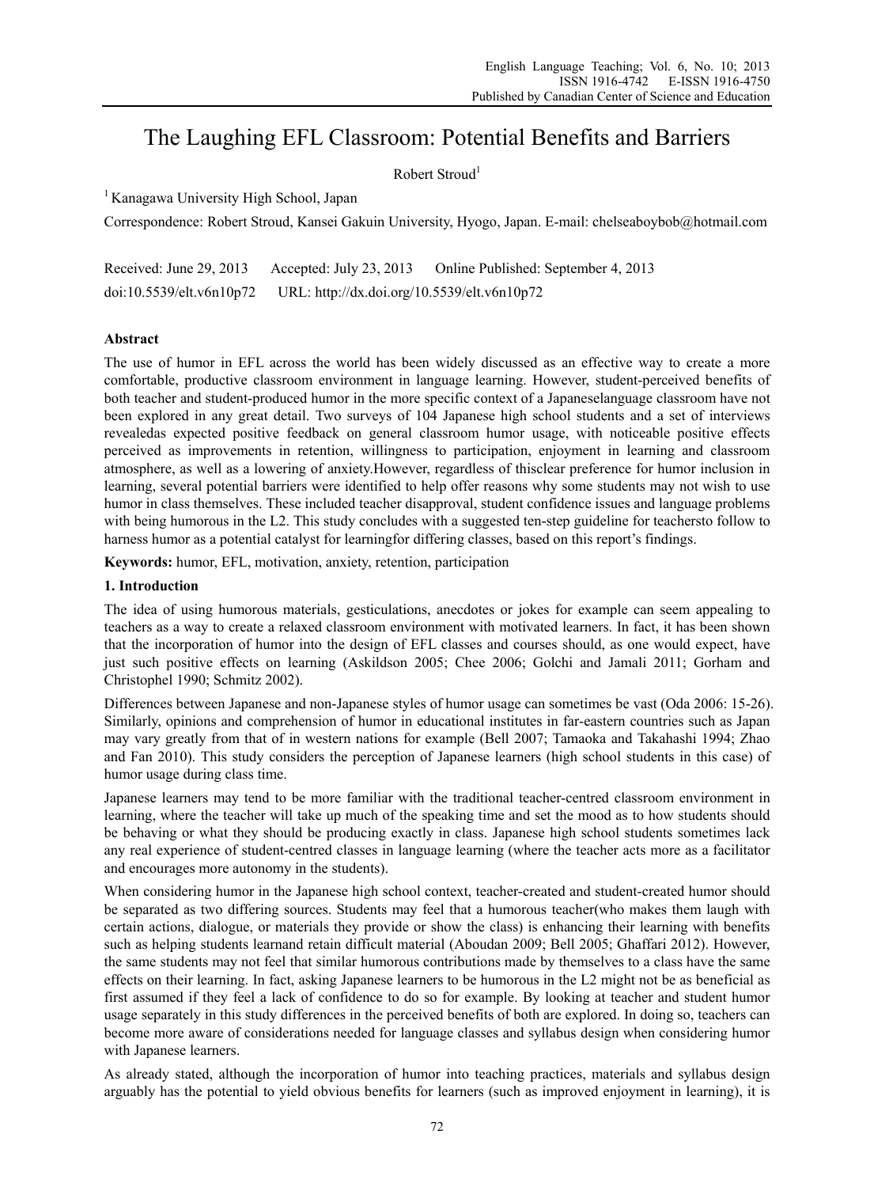# The Laughing EFL Classroom: Potential Benefits and Barriers

Robert Stroud[1]

[1] Kanagawa University High School, Japan

Correspondence: Robert Stroud, Kansei Gakuin University, Hyogo, Japan. E-mail: chelseaboybob@hotmail.com

Received: June 29, 2013 Accepted: July 23, 2013 Online Published: September 4, 2013

doi:10.5539/elt.v6n10p72 URL: http://dx.doi.org/10.5539/elt.v6n10p72

## Abstract

The use of humor in EFL across the world has been widely discussed as an effective way to create a more comfortable, productive classroom environment in language learning. However, student-perceived benefits of both teacher and student-produced humor in the more specific context of a Japaneselanguage classroom have not been explored in any great detail. Two surveys of 104 Japanese high school students and a set of interviews revealedas expected positive feedback on general classroom humor usage, with noticeable positive effects perceived as improvements in retention, willingness to participation, enjoyment in learning and classroom atmosphere, as well as a lowering of anxiety.However, regardless of thisclear preference for humor inclusion in learning, several potential barriers were identified to help offer reasons why some students may not wish to use humor in class themselves. These included teacher disapproval, student confidence issues and language problems with being humorous in the L2. This study concludes with a suggested ten-step guideline for teachersto follow to harness humor as a potential catalyst for learningfor differing classes, based on this report's findings.

**Keywords:** humor, EFL, motivation, anxiety, retention, participation

## 1. Introduction

The idea of using humorous materials, gesticulations, anecdotes or jokes for example can seem appealing to teachers as a way to create a relaxed classroom environment with motivated learners. In fact, it has been shown that the incorporation of humor into the design of EFL classes and courses should, as one would expect, have just such positive effects on learning (Askildson 2005; Chee 2006; Golchi and Jamali 2011; Gorham and Christophel 1990; Schmitz 2002).

Differences between Japanese and non-Japanese styles of humor usage can sometimes be vast (Oda 2006: 15-26). Similarly, opinions and comprehension of humor in educational institutes in far-eastern countries such as Japan may vary greatly from that of in western nations for example (Bell 2007; Tamaoka and Takahashi 1994; Zhao and Fan 2010). This study considers the perception of Japanese learners (high school students in this case) of humor usage during class time.

Japanese learners may tend to be more familiar with the traditional teacher-centred classroom environment in learning, where the teacher will take up much of the speaking time and set the mood as to how students should be behaving or what they should be producing exactly in class. Japanese high school students sometimes lack any real experience of student-centred classes in language learning (where the teacher acts more as a facilitator and encourages more autonomy in the students).

When considering humor in the Japanese high school context, teacher-created and student-created humor should be separated as two differing sources. Students may feel that a humorous teacher(who makes them laugh with certain actions, dialogue, or materials they provide or show the class) is enhancing their learning with benefits such as helping students learnand retain difficult material (Aboudan 2009; Bell 2005; Ghaffari 2012). However, the same students may not feel that similar humorous contributions made by themselves to a class have the same effects on their learning. In fact, asking Japanese learners to be humorous in the L2 might not be as beneficial as first assumed if they feel a lack of confidence to do so for example. By looking at teacher and student humor usage separately in this study differences in the perceived benefits of both are explored. In doing so, teachers can become more aware of considerations needed for language classes and syllabus design when considering humor with Japanese learners.

As already stated, although the incorporation of humor into teaching practices, materials and syllabus design arguably has the potential to yield obvious benefits for learners (such as improved enjoyment in learning), it is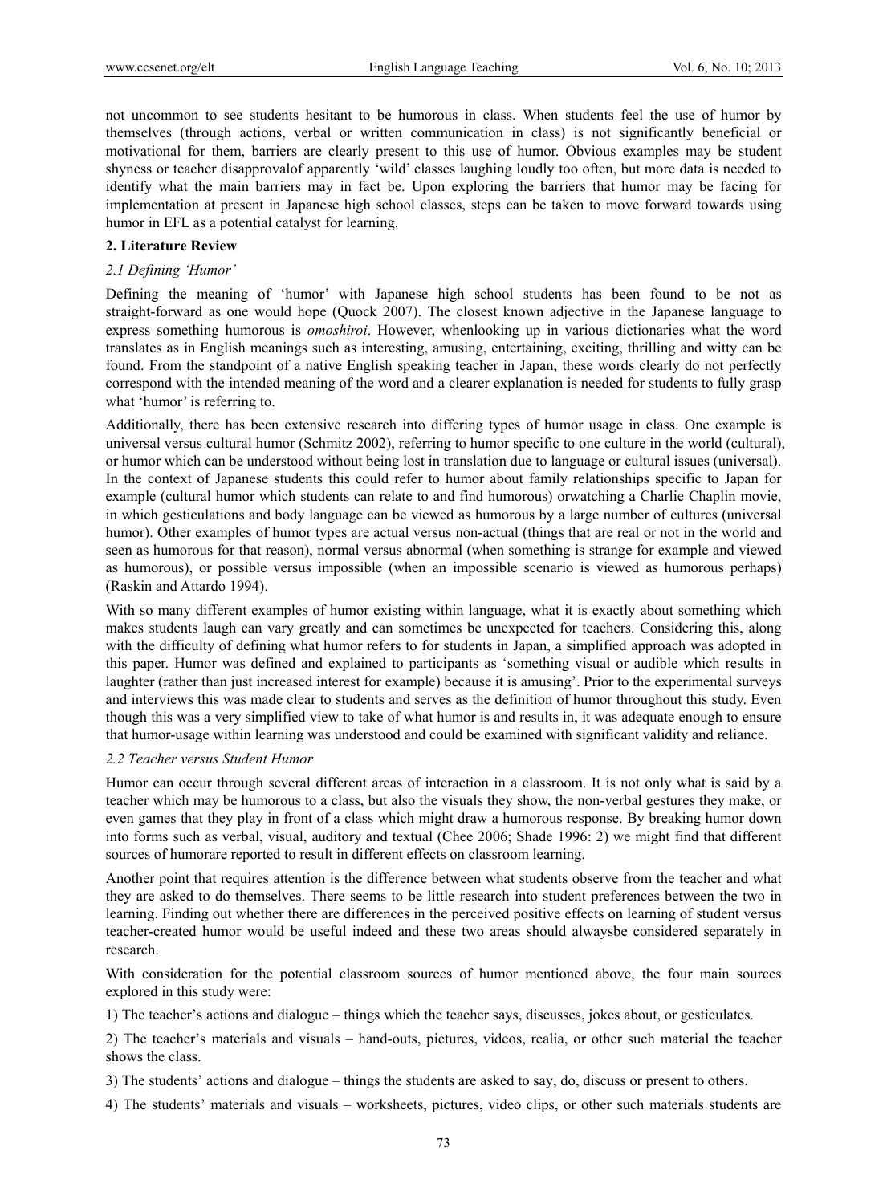not uncommon to see students hesitant to be humorous in class. When students feel the use of humor by themselves (through actions, verbal or written communication in class) is not significantly beneficial or motivational for them, barriers are clearly present to this use of humor. Obvious examples may be student shyness or teacher disapprovalof apparently 'wild' classes laughing loudly too often, but more data is needed to identify what the main barriers may in fact be. Upon exploring the barriers that humor may be facing for implementation at present in Japanese high school classes, steps can be taken to move forward towards using humor in EFL as a potential catalyst for learning.

## 2. Literature Review

### 2.1 Defining 'Humor'

Defining the meaning of 'humor' with Japanese high school students has been found to be not as straight-forward as one would hope (Quock 2007). The closest known adjective in the Japanese language to express something humorous is *omoshiroi*. However, whenlooking up in various dictionaries what the word translates as in English meanings such as interesting, amusing, entertaining, exciting, thrilling and witty can be found. From the standpoint of a native English speaking teacher in Japan, these words clearly do not perfectly correspond with the intended meaning of the word and a clearer explanation is needed for students to fully grasp what 'humor' is referring to.

Additionally, there has been extensive research into differing types of humor usage in class. One example is universal versus cultural humor (Schmitz 2002), referring to humor specific to one culture in the world (cultural), or humor which can be understood without being lost in translation due to language or cultural issues (universal). In the context of Japanese students this could refer to humor about family relationships specific to Japan for example (cultural humor which students can relate to and find humorous) orwatching a Charlie Chaplin movie, in which gesticulations and body language can be viewed as humorous by a large number of cultures (universal humor). Other examples of humor types are actual versus non-actual (things that are real or not in the world and seen as humorous for that reason), normal versus abnormal (when something is strange for example and viewed as humorous), or possible versus impossible (when an impossible scenario is viewed as humorous perhaps) (Raskin and Attardo 1994).

With so many different examples of humor existing within language, what it is exactly about something which makes students laugh can vary greatly and can sometimes be unexpected for teachers. Considering this, along with the difficulty of defining what humor refers to for students in Japan, a simplified approach was adopted in this paper. Humor was defined and explained to participants as 'something visual or audible which results in laughter (rather than just increased interest for example) because it is amusing'. Prior to the experimental surveys and interviews this was made clear to students and serves as the definition of humor throughout this study. Even though this was a very simplified view to take of what humor is and results in, it was adequate enough to ensure that humor-usage within learning was understood and could be examined with significant validity and reliance.

### 2.2 Teacher versus Student Humor

Humor can occur through several different areas of interaction in a classroom. It is not only what is said by a teacher which may be humorous to a class, but also the visuals they show, the non-verbal gestures they make, or even games that they play in front of a class which might draw a humorous response. By breaking humor down into forms such as verbal, visual, auditory and textual (Chee 2006; Shade 1996: 2) we might find that different sources of humorare reported to result in different effects on classroom learning.

Another point that requires attention is the difference between what students observe from the teacher and what they are asked to do themselves. There seems to be little research into student preferences between the two in learning. Finding out whether there are differences in the perceived positive effects on learning of student versus teacher-created humor would be useful indeed and these two areas should alwaysbe considered separately in research.

With consideration for the potential classroom sources of humor mentioned above, the four main sources explored in this study were:

1) The teacher's actions and dialogue – things which the teacher says, discusses, jokes about, or gesticulates.

2) The teacher's materials and visuals – hand-outs, pictures, videos, realia, or other such material the teacher shows the class.

3) The students' actions and dialogue – things the students are asked to say, do, discuss or present to others.

4) The students' materials and visuals – worksheets, pictures, video clips, or other such materials students are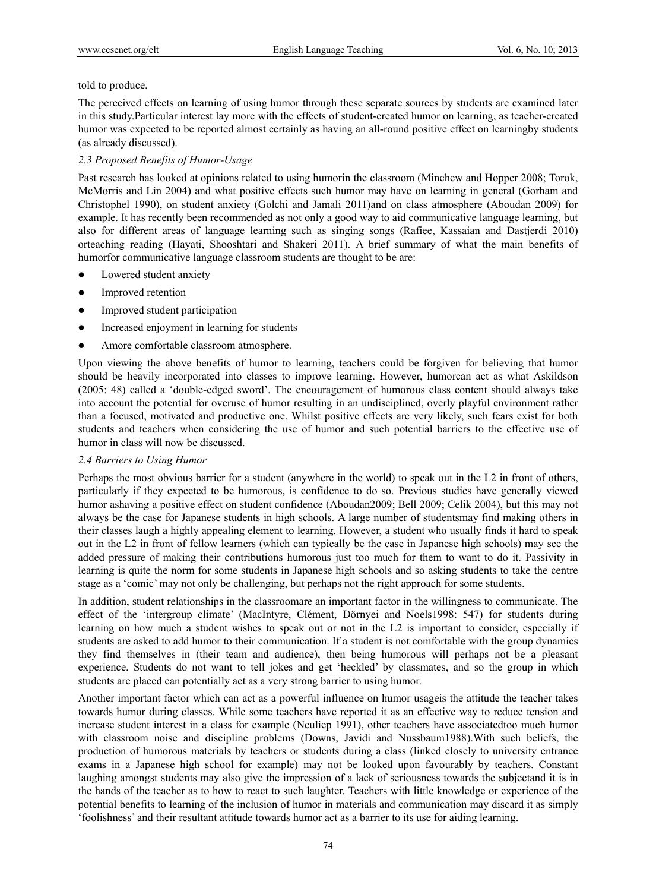told to produce.

The perceived effects on learning of using humor through these separate sources by students are examined later in this study.Particular interest lay more with the effects of student-created humor on learning, as teacher-created humor was expected to be reported almost certainly as having an all-round positive effect on learningby students (as already discussed).

### *2.3 Proposed Benefits of Humor-Usage*

Past research has looked at opinions related to using humorin the classroom (Minchew and Hopper 2008; Torok, McMorris and Lin 2004) and what positive effects such humor may have on learning in general (Gorham and Christophel 1990), on student anxiety (Golchi and Jamali 2011)and on class atmosphere (Aboudan 2009) for example. It has recently been recommended as not only a good way to aid communicative language learning, but also for different areas of language learning such as singing songs (Rafiee, Kassaian and Dastjerdi 2010) orteaching reading (Hayati, Shooshtari and Shakeri 2011). A brief summary of what the main benefits of humorfor communicative language classroom students are thought to be are:

- Lowered student anxiety
- Improved retention
- Improved student participation
- Increased enjoyment in learning for students
- Amore comfortable classroom atmosphere.

Upon viewing the above benefits of humor to learning, teachers could be forgiven for believing that humor should be heavily incorporated into classes to improve learning. However, humorcan act as what Askildson (2005: 48) called a 'double-edged sword'. The encouragement of humorous class content should always take into account the potential for overuse of humor resulting in an undisciplined, overly playful environment rather than a focused, motivated and productive one. Whilst positive effects are very likely, such fears exist for both students and teachers when considering the use of humor and such potential barriers to the effective use of humor in class will now be discussed.

### *2.4 Barriers to Using Humor*

Perhaps the most obvious barrier for a student (anywhere in the world) to speak out in the L2 in front of others, particularly if they expected to be humorous, is confidence to do so. Previous studies have generally viewed humor ashaving a positive effect on student confidence (Aboudan2009; Bell 2009; Celik 2004), but this may not always be the case for Japanese students in high schools. A large number of studentsmay find making others in their classes laugh a highly appealing element to learning. However, a student who usually finds it hard to speak out in the L2 in front of fellow learners (which can typically be the case in Japanese high schools) may see the added pressure of making their contributions humorous just too much for them to want to do it. Passivity in learning is quite the norm for some students in Japanese high schools and so asking students to take the centre stage as a 'comic' may not only be challenging, but perhaps not the right approach for some students.

In addition, student relationships in the classroomare an important factor in the willingness to communicate. The effect of the 'intergroup climate' (MacIntyre, Clément, Dörnyei and Noels1998: 547) for students during learning on how much a student wishes to speak out or not in the L2 is important to consider, especially if students are asked to add humor to their communication. If a student is not comfortable with the group dynamics they find themselves in (their team and audience), then being humorous will perhaps not be a pleasant experience. Students do not want to tell jokes and get 'heckled' by classmates, and so the group in which students are placed can potentially act as a very strong barrier to using humor.

Another important factor which can act as a powerful influence on humor usageis the attitude the teacher takes towards humor during classes. While some teachers have reported it as an effective way to reduce tension and increase student interest in a class for example (Neuliep 1991), other teachers have associatedtoo much humor with classroom noise and discipline problems (Downs, Javidi and Nussbaum1988).With such beliefs, the production of humorous materials by teachers or students during a class (linked closely to university entrance exams in a Japanese high school for example) may not be looked upon favourably by teachers. Constant laughing amongst students may also give the impression of a lack of seriousness towards the subjectand it is in the hands of the teacher as to how to react to such laughter. Teachers with little knowledge or experience of the potential benefits to learning of the inclusion of humor in materials and communication may discard it as simply 'foolishness' and their resultant attitude towards humor act as a barrier to its use for aiding learning.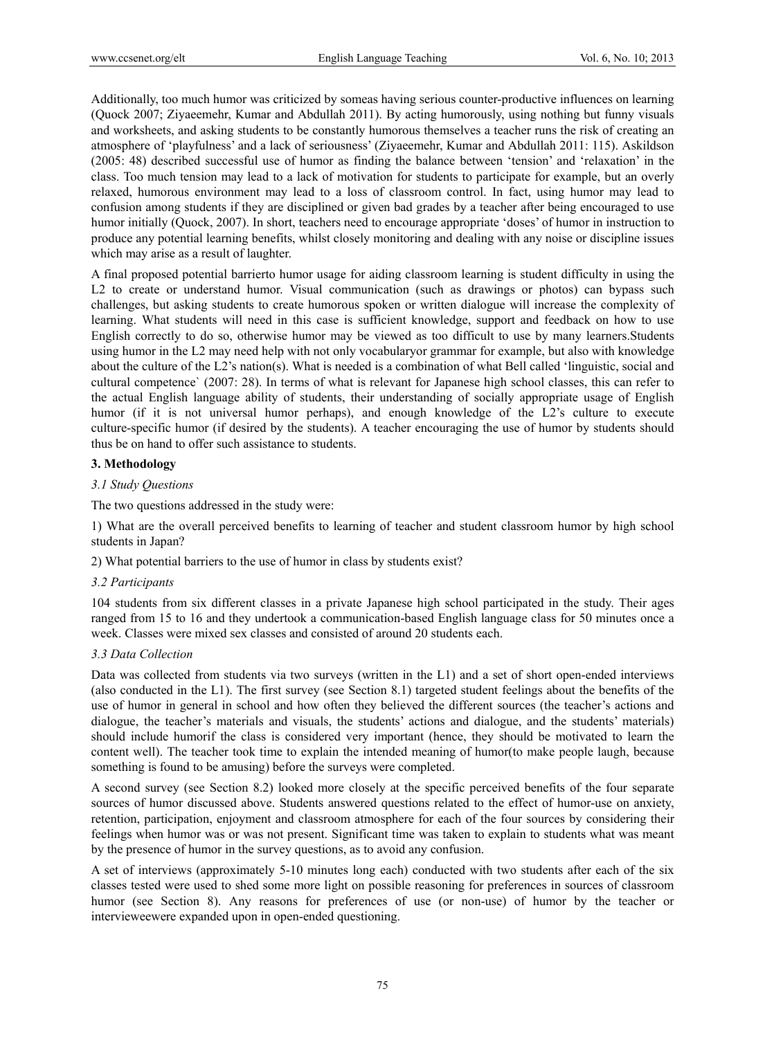Additionally, too much humor was criticized by someas as having serious counter-productive influences on learning (Quock 2007; Ziyaeemehr, Kumar and Abdullah 2011). By acting humorously, using nothing but funny visuals and worksheets, and asking students to be constantly humorous themselves a teacher runs the risk of creating an atmosphere of 'playfulness' and a lack of seriousness' (Ziyaeemehr, Kumar and Abdullah 2011: 115). Askildson (2005: 48) described successful use of humor as finding the balance between 'tension' and 'relaxation' in the class. Too much tension may lead to a lack of motivation for students to participate for example, but an overly relaxed, humorous environment may lead to a loss of classroom control. In fact, using humor may lead to confusion among students if they are disciplined or given bad grades by a teacher after being encouraged to use humor initially (Quock, 2007). In short, teachers need to encourage appropriate 'doses' of humor in instruction to produce any potential learning benefits, whilst closely monitoring and dealing with any noise or discipline issues which may arise as a result of laughter.

A final proposed potential barrierto humor usage for aiding classroom learning is student difficulty in using the L2 to create or understand humor. Visual communication (such as drawings or photos) can bypass such challenges, but asking students to create humorous spoken or written dialogue will increase the complexity of learning. What students will need in this case is sufficient knowledge, support and feedback on how to use English correctly to do so, otherwise humor may be viewed as too difficult to use by many learners.Students using humor in the L2 may need help with not only vocabularyor grammar for example, but also with knowledge about the culture of the L2's nation(s). What is needed is a combination of what Bell called 'linguistic, social and cultural competence` (2007: 28). In terms of what is relevant for Japanese high school classes, this can refer to the actual English language ability of students, their understanding of socially appropriate usage of English humor (if it is not universal humor perhaps), and enough knowledge of the L2's culture to execute culture-specific humor (if desired by the students). A teacher encouraging the use of humor by students should thus be on hand to offer such assistance to students.

## 3. Methodology

### *3.1 Study Questions*

The two questions addressed in the study were:

1) What are the overall perceived benefits to learning of teacher and student classroom humor by high school students in Japan?

2) What potential barriers to the use of humor in class by students exist?

### *3.2 Participants*

104 students from six different classes in a private Japanese high school participated in the study. Their ages ranged from 15 to 16 and they undertook a communication-based English language class for 50 minutes once a week. Classes were mixed sex classes and consisted of around 20 students each.

### *3.3 Data Collection*

Data was collected from students via two surveys (written in the L1) and a set of short open-ended interviews (also conducted in the L1). The first survey (see Section 8.1) targeted student feelings about the benefits of the use of humor in general in school and how often they believed the different sources (the teacher's actions and dialogue, the teacher's materials and visuals, the students' actions and dialogue, and the students' materials) should include humorif the class is considered very important (hence, they should be motivated to learn the content well). The teacher took time to explain the intended meaning of humor(to make people laugh, because something is found to be amusing) before the surveys were completed.

A second survey (see Section 8.2) looked more closely at the specific perceived benefits of the four separate sources of humor discussed above. Students answered questions related to the effect of humor-use on anxiety, retention, participation, enjoyment and classroom atmosphere for each of the four sources by considering their feelings when humor was or was not present. Significant time was taken to explain to students what was meant by the presence of humor in the survey questions, as to avoid any confusion.

A set of interviews (approximately 5-10 minutes long each) conducted with two students after each of the six classes tested were used to shed some more light on possible reasoning for preferences in sources of classroom humor (see Section 8). Any reasons for preferences of use (or non-use) of humor by the teacher or intervieweewere expanded upon in open-ended questioning.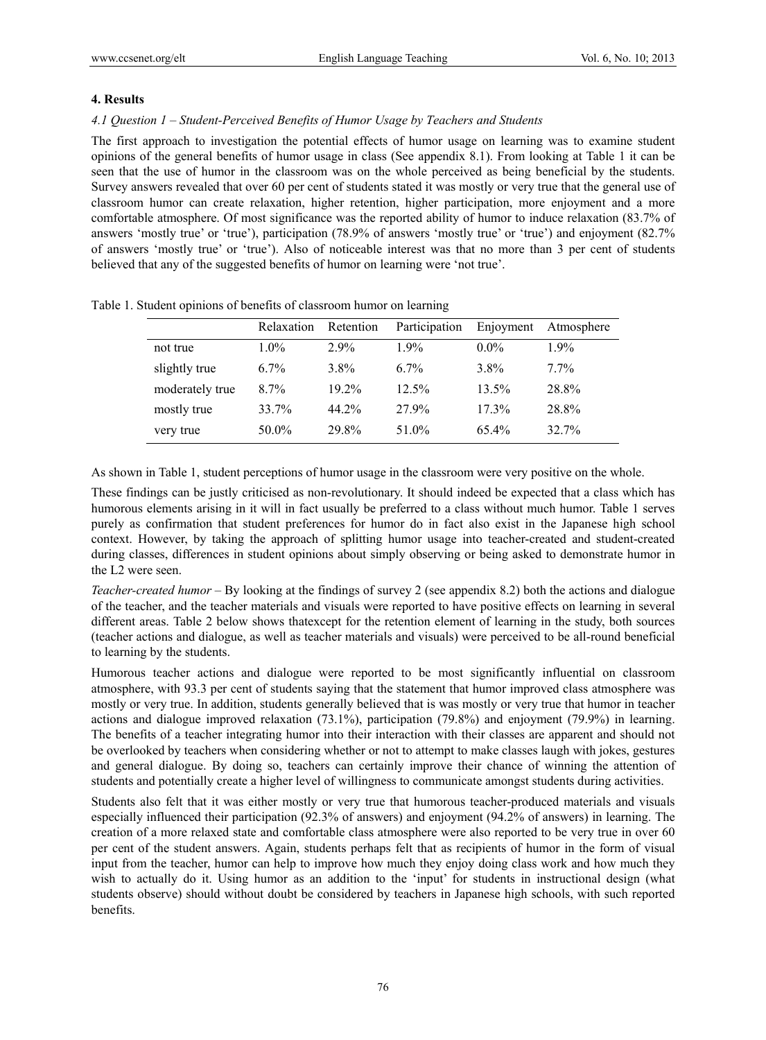## 4. Results

### *4.1 Question 1 – Student-Perceived Benefits of Humor Usage by Teachers and Students*

The first approach to investigation the potential effects of humor usage on learning was to examine student opinions of the general benefits of humor usage in class (See appendix 8.1). From looking at Table 1 it can be seen that the use of humor in the classroom was on the whole perceived as being beneficial by the students. Survey answers revealed that over 60 per cent of students stated it was mostly or very true that the general use of classroom humor can create relaxation, higher retention, higher participation, more enjoyment and a more comfortable atmosphere. Of most significance was the reported ability of humor to induce relaxation (83.7% of answers 'mostly true' or 'true'), participation (78.9% of answers 'mostly true' or 'true') and enjoyment (82.7% of answers 'mostly true' or 'true'). Also of noticeable interest was that no more than 3 per cent of students believed that any of the suggested benefits of humor on learning were 'not true'.

Table 1. Student opinions of benefits of classroom humor on learning

| | Relaxation | Retention | Participation | Enjoyment | Atmosphere |
|---|---|---|---|---|---|
| not true | 1.0% | 2.9% | 1.9% | 0.0% | 1.9% |
| slightly true | 6.7% | 3.8% | 6.7% | 3.8% | 7.7% |
| moderately true | 8.7% | 19.2% | 12.5% | 13.5% | 28.8% |
| mostly true | 33.7% | 44.2% | 27.9% | 17.3% | 28.8% |
| very true | 50.0% | 29.8% | 51.0% | 65.4% | 32.7% |

As shown in Table 1, student perceptions of humor usage in the classroom were very positive on the whole.

These findings can be justly criticised as non-revolutionary. It should indeed be expected that a class which has humorous elements arising in it will in fact usually be preferred to a class without much humor. Table 1 serves purely as confirmation that student preferences for humor do in fact also exist in the Japanese high school context. However, by taking the approach of splitting humor usage into teacher-created and student-created during classes, differences in student opinions about simply observing or being asked to demonstrate humor in the L2 were seen.

*Teacher-created humor* – By looking at the findings of survey 2 (see appendix 8.2) both the actions and dialogue of the teacher, and the teacher materials and visuals were reported to have positive effects on learning in several different areas. Table 2 below shows thatexcept for the retention element of learning in the study, both sources (teacher actions and dialogue, as well as teacher materials and visuals) were perceived to be all-round beneficial to learning by the students.

Humorous teacher actions and dialogue were reported to be most significantly influential on classroom atmosphere, with 93.3 per cent of students saying that the statement that humor improved class atmosphere was mostly or very true. In addition, students generally believed that is was mostly or very true that humor in teacher actions and dialogue improved relaxation (73.1%), participation (79.8%) and enjoyment (79.9%) in learning. The benefits of a teacher integrating humor into their interaction with their classes are apparent and should not be overlooked by teachers when considering whether or not to attempt to make classes laugh with jokes, gestures and general dialogue. By doing so, teachers can certainly improve their chance of winning the attention of students and potentially create a higher level of willingness to communicate amongst students during activities.

Students also felt that it was either mostly or very true that humorous teacher-produced materials and visuals especially influenced their participation (92.3% of answers) and enjoyment (94.2% of answers) in learning. The creation of a more relaxed state and comfortable class atmosphere were also reported to be very true in over 60 per cent of the student answers. Again, students perhaps felt that as recipients of humor in the form of visual input from the teacher, humor can help to improve how much they enjoy doing class work and how much they wish to actually do it. Using humor as an addition to the 'input' for students in instructional design (what students observe) should without doubt be considered by teachers in Japanese high schools, with such reported benefits.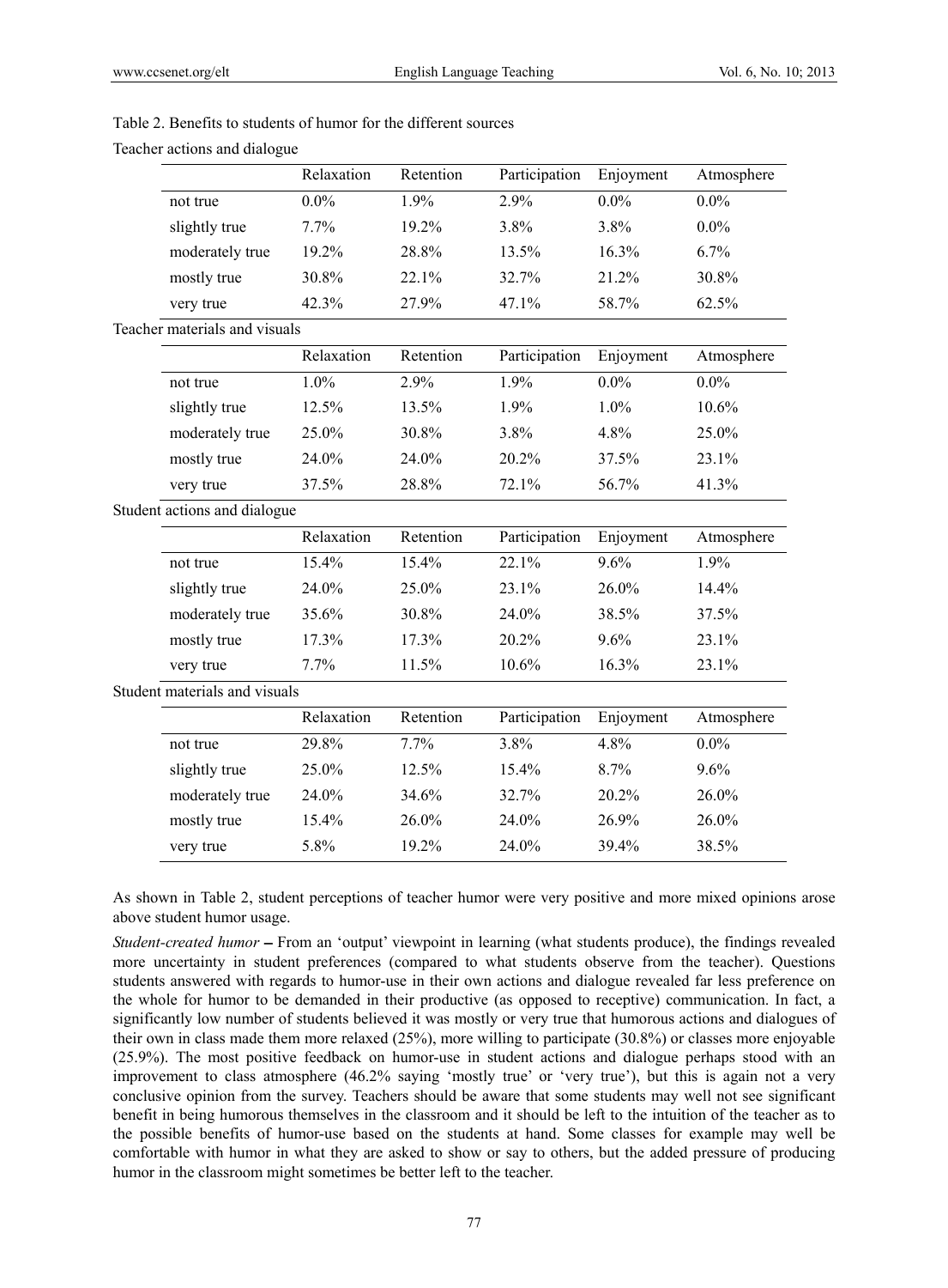Table 2. Benefits to students of humor for the different sources

Teacher actions and dialogue

| | Relaxation | Retention | Participation | Enjoyment | Atmosphere |
|---|---|---|---|---|---|
| not true | 0.0% | 1.9% | 2.9% | 0.0% | 0.0% |
| slightly true | 7.7% | 19.2% | 3.8% | 3.8% | 0.0% |
| moderately true | 19.2% | 28.8% | 13.5% | 16.3% | 6.7% |
| mostly true | 30.8% | 22.1% | 32.7% | 21.2% | 30.8% |
| very true | 42.3% | 27.9% | 47.1% | 58.7% | 62.5% |

Teacher materials and visuals

| | Relaxation | Retention | Participation | Enjoyment | Atmosphere |
|---|---|---|---|---|---|
| not true | 1.0% | 2.9% | 1.9% | 0.0% | 0.0% |
| slightly true | 12.5% | 13.5% | 1.9% | 1.0% | 10.6% |
| moderately true | 25.0% | 30.8% | 3.8% | 4.8% | 25.0% |
| mostly true | 24.0% | 24.0% | 20.2% | 37.5% | 23.1% |
| very true | 37.5% | 28.8% | 72.1% | 56.7% | 41.3% |

Student actions and dialogue

| | Relaxation | Retention | Participation | Enjoyment | Atmosphere |
|---|---|---|---|---|---|
| not true | 15.4% | 15.4% | 22.1% | 9.6% | 1.9% |
| slightly true | 24.0% | 25.0% | 23.1% | 26.0% | 14.4% |
| moderately true | 35.6% | 30.8% | 24.0% | 38.5% | 37.5% |
| mostly true | 17.3% | 17.3% | 20.2% | 9.6% | 23.1% |
| very true | 7.7% | 11.5% | 10.6% | 16.3% | 23.1% |

Student materials and visuals

| | Relaxation | Retention | Participation | Enjoyment | Atmosphere |
|---|---|---|---|---|---|
| not true | 29.8% | 7.7% | 3.8% | 4.8% | 0.0% |
| slightly true | 25.0% | 12.5% | 15.4% | 8.7% | 9.6% |
| moderately true | 24.0% | 34.6% | 32.7% | 20.2% | 26.0% |
| mostly true | 15.4% | 26.0% | 24.0% | 26.9% | 26.0% |
| very true | 5.8% | 19.2% | 24.0% | 39.4% | 38.5% |

As shown in Table 2, student perceptions of teacher humor were very positive and more mixed opinions arose above student humor usage.

*Student-created humor* – From an 'output' viewpoint in learning (what students produce), the findings revealed more uncertainty in student preferences (compared to what students observe from the teacher). Questions students answered with regards to humor-use in their own actions and dialogue revealed far less preference on the whole for humor to be demanded in their productive (as opposed to receptive) communication. In fact, a significantly low number of students believed it was mostly or very true that humorous actions and dialogues of their own in class made them more relaxed (25%), more willing to participate (30.8%) or classes more enjoyable (25.9%). The most positive feedback on humor-use in student actions and dialogue perhaps stood with an improvement to class atmosphere (46.2% saying 'mostly true' or 'very true'), but this is again not a very conclusive opinion from the survey. Teachers should be aware that some students may well not see significant benefit in being humorous themselves in the classroom and it should be left to the intuition of the teacher as to the possible benefits of humor-use based on the students at hand. Some classes for example may well be comfortable with humor in what they are asked to show or say to others, but the added pressure of producing humor in the classroom might sometimes be better left to the teacher.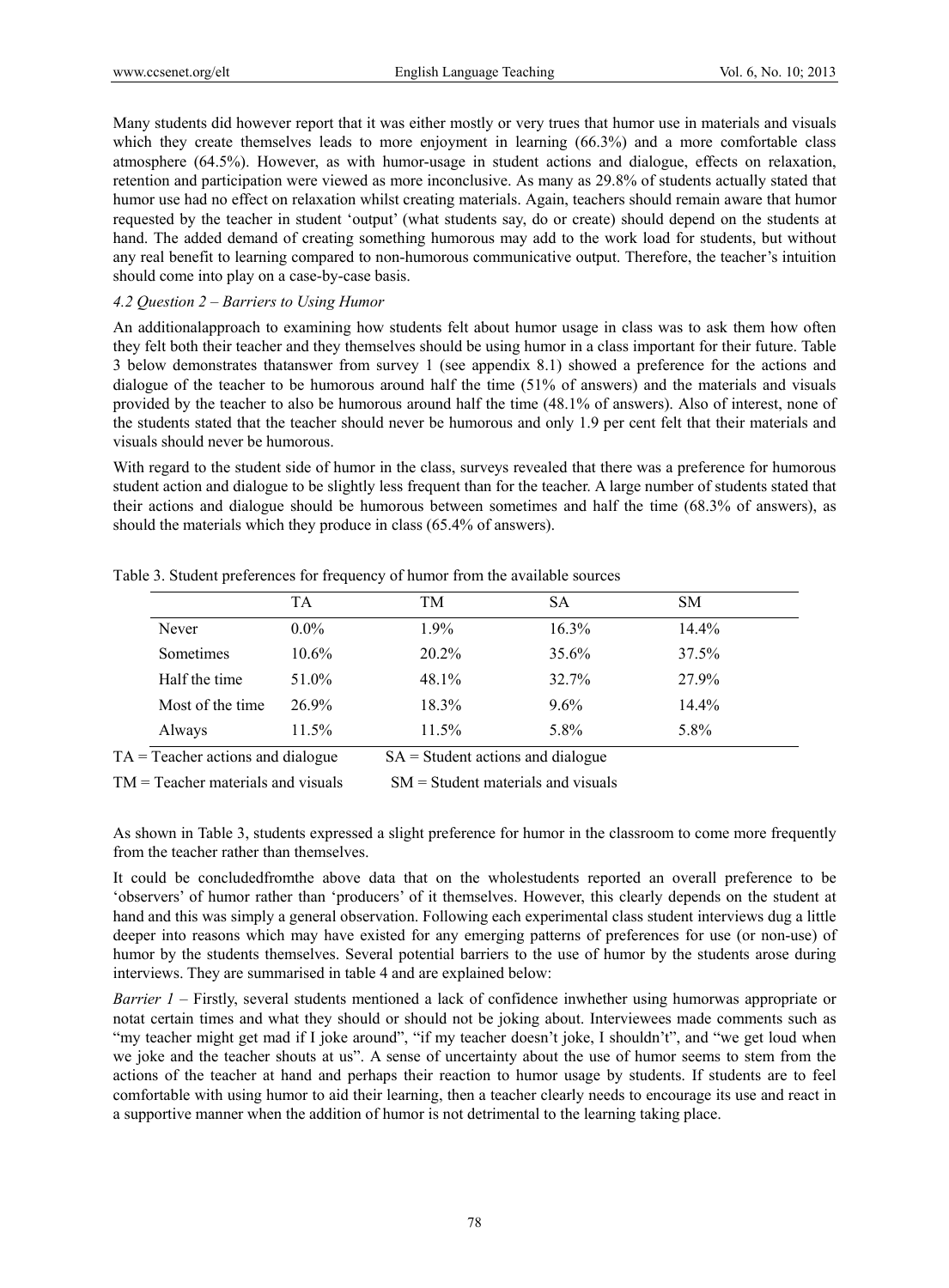Many students did however report that it was either mostly or very trues that humor use in materials and visuals which they create themselves leads to more enjoyment in learning (66.3%) and a more comfortable class atmosphere (64.5%). However, as with humor-usage in student actions and dialogue, effects on relaxation, retention and participation were viewed as more inconclusive. As many as 29.8% of students actually stated that humor use had no effect on relaxation whilst creating materials. Again, teachers should remain aware that humor requested by the teacher in student 'output' (what students say, do or create) should depend on the students at hand. The added demand of creating something humorous may add to the work load for students, but without any real benefit to learning compared to non-humorous communicative output. Therefore, the teacher's intuition should come into play on a case-by-case basis.

#### *4.2 Question 2 – Barriers to Using Humor*

An additionalapproach to examining how students felt about humor usage in class was to ask them how often they felt both their teacher and they themselves should be using humor in a class important for their future. Table 3 below demonstrates thatanswer from survey 1 (see appendix 8.1) showed a preference for the actions and dialogue of the teacher to be humorous around half the time (51% of answers) and the materials and visuals provided by the teacher to also be humorous around half the time (48.1% of answers). Also of interest, none of the students stated that the teacher should never be humorous and only 1.9 per cent felt that their materials and visuals should never be humorous.

With regard to the student side of humor in the class, surveys revealed that there was a preference for humorous student action and dialogue to be slightly less frequent than for the teacher. A large number of students stated that their actions and dialogue should be humorous between sometimes and half the time (68.3% of answers), as should the materials which they produce in class (65.4% of answers).

Table 3. Student preferences for frequency of humor from the available sources

| | TA | TM | SA | SM |
|---|---|---|---|---|
| Never | 0.0% | 1.9% | 16.3% | 14.4% |
| Sometimes | 10.6% | 20.2% | 35.6% | 37.5% |
| Half the time | 51.0% | 48.1% | 32.7% | 27.9% |
| Most of the time | 26.9% | 18.3% | 9.6% | 14.4% |
| Always | 11.5% | 11.5% | 5.8% | 5.8% |

TA = Teacher actions and dialogue    SA = Student actions and dialogue

TM = Teacher materials and visuals    SM = Student materials and visuals

As shown in Table 3, students expressed a slight preference for humor in the classroom to come more frequently from the teacher rather than themselves.

It could be concludedfromthe above data that on the wholestudents reported an overall preference to be 'observers' of humor rather than 'producers' of it themselves. However, this clearly depends on the student at hand and this was simply a general observation. Following each experimental class student interviews dug a little deeper into reasons which may have existed for any emerging patterns of preferences for use (or non-use) of humor by the students themselves. Several potential barriers to the use of humor by the students arose during interviews. They are summarised in table 4 and are explained below:

*Barrier 1* – Firstly, several students mentioned a lack of confidence inwhether using humorwas appropriate or notat certain times and what they should or should not be joking about. Interviewees made comments such as "my teacher might get mad if I joke around", "if my teacher doesn't joke, I shouldn't", and "we get loud when we joke and the teacher shouts at us". A sense of uncertainty about the use of humor seems to stem from the actions of the teacher at hand and perhaps their reaction to humor usage by students. If students are to feel comfortable with using humor to aid their learning, then a teacher clearly needs to encourage its use and react in a supportive manner when the addition of humor is not detrimental to the learning taking place.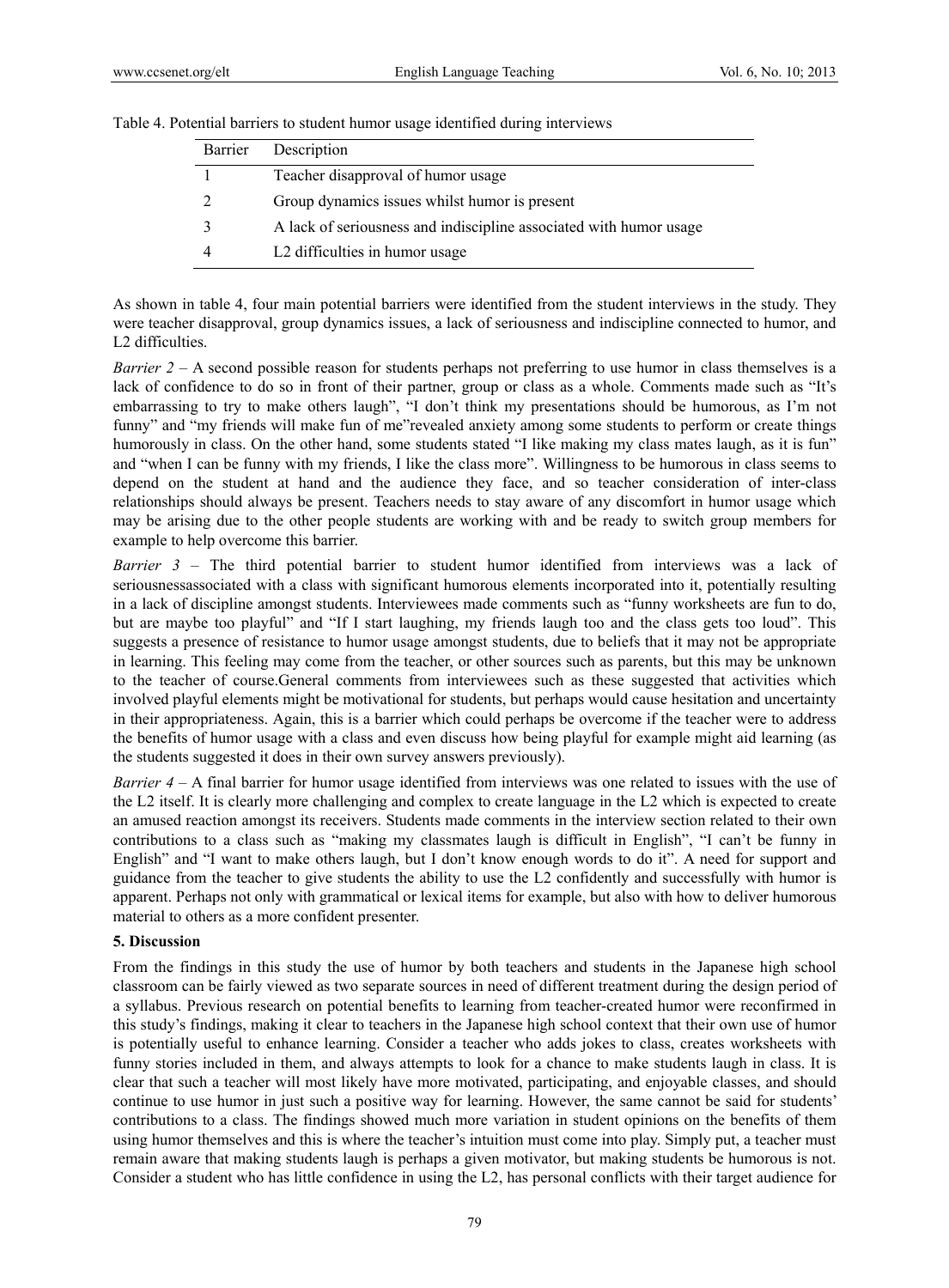Table 4. Potential barriers to student humor usage identified during interviews

| Barrier | Description |
|---|---|
| 1 | Teacher disapproval of humor usage |
| 2 | Group dynamics issues whilst humor is present |
| 3 | A lack of seriousness and indiscipline associated with humor usage |
| 4 | L2 difficulties in humor usage |

As shown in table 4, four main potential barriers were identified from the student interviews in the study. They were teacher disapproval, group dynamics issues, a lack of seriousness and indiscipline connected to humor, and L2 difficulties.

*Barrier 2* – A second possible reason for students perhaps not preferring to use humor in class themselves is a lack of confidence to do so in front of their partner, group or class as a whole. Comments made such as "It's embarrassing to try to make others laugh", "I don't think my presentations should be humorous, as I'm not funny" and "my friends will make fun of me"revealed anxiety among some students to perform or create things humorously in class. On the other hand, some students stated "I like making my class mates laugh, as it is fun" and "when I can be funny with my friends, I like the class more". Willingness to be humorous in class seems to depend on the student at hand and the audience they face, and so teacher consideration of inter-class relationships should always be present. Teachers needs to stay aware of any discomfort in humor usage which may be arising due to the other people students are working with and be ready to switch group members for example to help overcome this barrier.

*Barrier 3* – The third potential barrier to student humor identified from interviews was a lack of seriousnessassociated with a class with significant humorous elements incorporated into it, potentially resulting in a lack of discipline amongst students. Interviewees made comments such as "funny worksheets are fun to do, but are maybe too playful" and "If I start laughing, my friends laugh too and the class gets too loud". This suggests a presence of resistance to humor usage amongst students, due to beliefs that it may not be appropriate in learning. This feeling may come from the teacher, or other sources such as parents, but this may be unknown to the teacher of course.General comments from interviewees such as these suggested that activities which involved playful elements might be motivational for students, but perhaps would cause hesitation and uncertainty in their appropriateness. Again, this is a barrier which could perhaps be overcome if the teacher were to address the benefits of humor usage with a class and even discuss how being playful for example might aid learning (as the students suggested it does in their own survey answers previously).

*Barrier 4* – A final barrier for humor usage identified from interviews was one related to issues with the use of the L2 itself. It is clearly more challenging and complex to create language in the L2 which is expected to create an amused reaction amongst its receivers. Students made comments in the interview section related to their own contributions to a class such as "making my classmates laugh is difficult in English", "I can't be funny in English" and "I want to make others laugh, but I don't know enough words to do it". A need for support and guidance from the teacher to give students the ability to use the L2 confidently and successfully with humor is apparent. Perhaps not only with grammatical or lexical items for example, but also with how to deliver humorous material to others as a more confident presenter.

## 5. Discussion

From the findings in this study the use of humor by both teachers and students in the Japanese high school classroom can be fairly viewed as two separate sources in need of different treatment during the design period of a syllabus. Previous research on potential benefits to learning from teacher-created humor were reconfirmed in this study's findings, making it clear to teachers in the Japanese high school context that their own use of humor is potentially useful to enhance learning. Consider a teacher who adds jokes to class, creates worksheets with funny stories included in them, and always attempts to look for a chance to make students laugh in class. It is clear that such a teacher will most likely have more motivated, participating, and enjoyable classes, and should continue to use humor in just such a positive way for learning. However, the same cannot be said for students' contributions to a class. The findings showed much more variation in student opinions on the benefits of them using humor themselves and this is where the teacher's intuition must come into play. Simply put, a teacher must remain aware that making students laugh is perhaps a given motivator, but making students be humorous is not. Consider a student who has little confidence in using the L2, has personal conflicts with their target audience for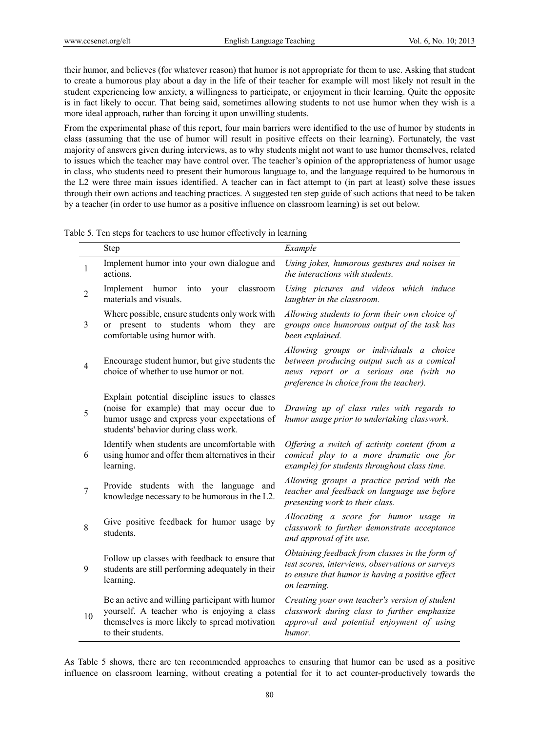their humor, and believes (for whatever reason) that humor is not appropriate for them to use. Asking that student to create a humorous play about a day in the life of their teacher for example will most likely not result in the student experiencing low anxiety, a willingness to participate, or enjoyment in their learning. Quite the opposite is in fact likely to occur. That being said, sometimes allowing students to not use humor when they wish is a more ideal approach, rather than forcing it upon unwilling students.

From the experimental phase of this report, four main barriers were identified to the use of humor by students in class (assuming that the use of humor will result in positive effects on their learning). Fortunately, the vast majority of answers given during interviews, as to why students might not want to use humor themselves, related to issues which the teacher may have control over. The teacher's opinion of the appropriateness of humor usage in class, who students need to present their humorous language to, and the language required to be humorous in the L2 were three main issues identified. A teacher can in fact attempt to (in part at least) solve these issues through their own actions and teaching practices. A suggested ten step guide of such actions that need to be taken by a teacher (in order to use humor as a positive influence on classroom learning) is set out below.

Table 5. Ten steps for teachers to use humor effectively in learning

| | Step | *Example* |
|---|---|---|
| 1 | Implement humor into your own dialogue and actions. | *Using jokes, humorous gestures and noises in the interactions with students.* |
| 2 | Implement humor into your classroom materials and visuals. | *Using pictures and videos which induce laughter in the classroom.* |
| 3 | Where possible, ensure students only work with or present to students whom they are comfortable using humor with. | *Allowing students to form their own choice of groups once humorous output of the task has been explained.* |
| 4 | Encourage student humor, but give students the choice of whether to use humor or not. | *Allowing groups or individuals a choice between producing output such as a comical news report or a serious one (with no preference in choice from the teacher).* |
| 5 | Explain potential discipline issues to classes (noise for example) that may occur due to humor usage and express your expectations of students' behavior during class work. | *Drawing up of class rules with regards to humor usage prior to undertaking classwork.* |
| 6 | Identify when students are uncomfortable with using humor and offer them alternatives in their learning. | *Offering a switch of activity content (from a comical play to a more dramatic one for example) for students throughout class time.* |
| 7 | Provide students with the language and knowledge necessary to be humorous in the L2. | *Allowing groups a practice period with the teacher and feedback on language use before presenting work to their class.* |
| 8 | Give positive feedback for humor usage by students. | *Allocating a score for humor usage in classwork to further demonstrate acceptance and approval of its use.* |
| 9 | Follow up classes with feedback to ensure that students are still performing adequately in their learning. | *Obtaining feedback from classes in the form of test scores, interviews, observations or surveys to ensure that humor is having a positive effect on learning.* |
| 10 | Be an active and willing participant with humor yourself. A teacher who is enjoying a class themselves is more likely to spread motivation to their students. | *Creating your own teacher's version of student classwork during class to further emphasize approval and potential enjoyment of using humor.* |

As Table 5 shows, there are ten recommended approaches to ensuring that humor can be used as a positive influence on classroom learning, without creating a potential for it to act counter-productively towards the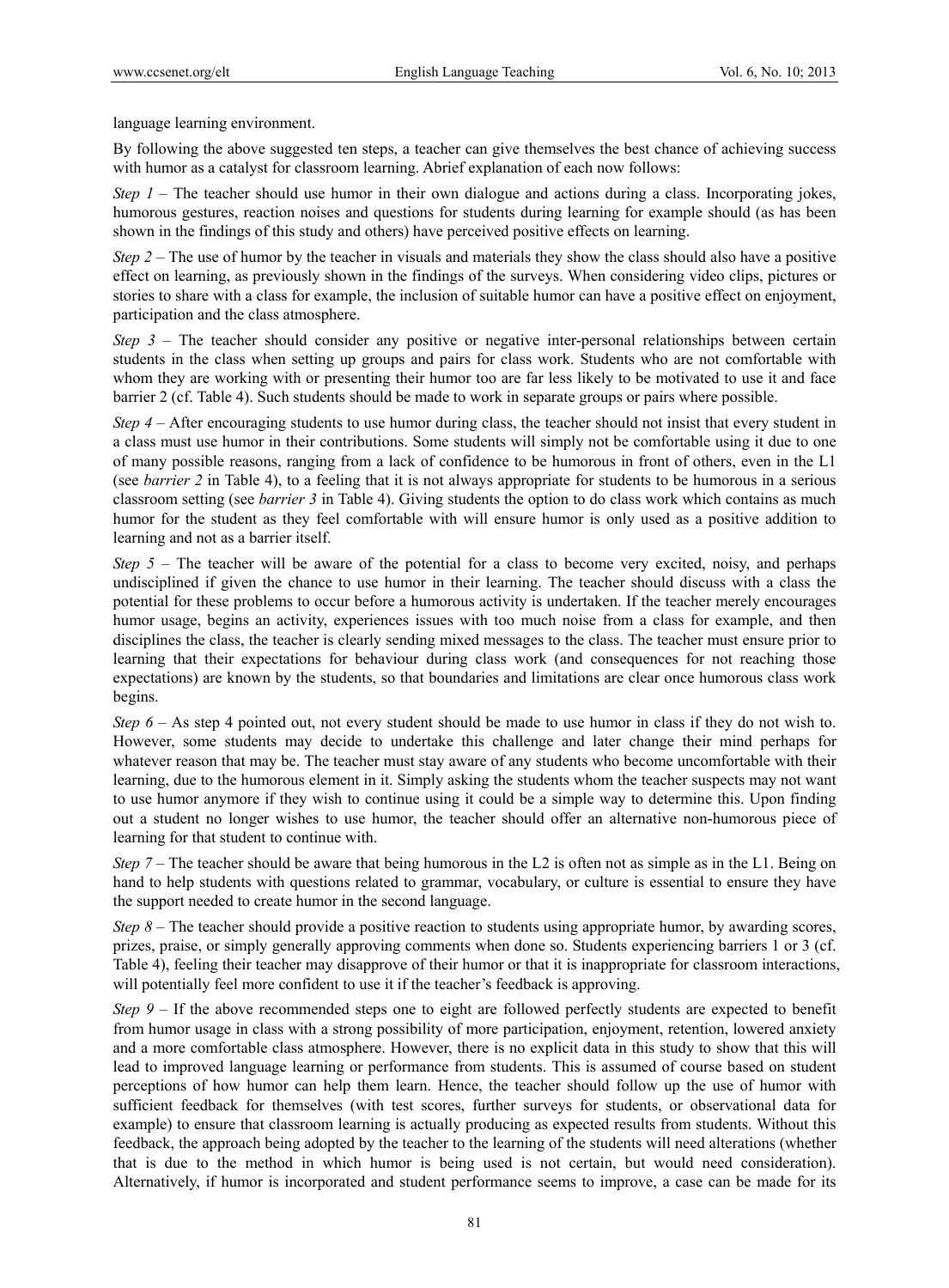language learning environment.

By following the above suggested ten steps, a teacher can give themselves the best chance of achieving success with humor as a catalyst for classroom learning. Abrief explanation of each now follows:

*Step 1* – The teacher should use humor in their own dialogue and actions during a class. Incorporating jokes, humorous gestures, reaction noises and questions for students during learning for example should (as has been shown in the findings of this study and others) have perceived positive effects on learning.

*Step 2* – The use of humor by the teacher in visuals and materials they show the class should also have a positive effect on learning, as previously shown in the findings of the surveys. When considering video clips, pictures or stories to share with a class for example, the inclusion of suitable humor can have a positive effect on enjoyment, participation and the class atmosphere.

*Step 3* – The teacher should consider any positive or negative inter-personal relationships between certain students in the class when setting up groups and pairs for class work. Students who are not comfortable with whom they are working with or presenting their humor too are far less likely to be motivated to use it and face barrier 2 (cf. Table 4). Such students should be made to work in separate groups or pairs where possible.

*Step 4* – After encouraging students to use humor during class, the teacher should not insist that every student in a class must use humor in their contributions. Some students will simply not be comfortable using it due to one of many possible reasons, ranging from a lack of confidence to be humorous in front of others, even in the L1 (see *barrier 2* in Table 4), to a feeling that it is not always appropriate for students to be humorous in a serious classroom setting (see *barrier 3* in Table 4). Giving students the option to do class work which contains as much humor for the student as they feel comfortable with will ensure humor is only used as a positive addition to learning and not as a barrier itself.

*Step 5* – The teacher will be aware of the potential for a class to become very excited, noisy, and perhaps undisciplined if given the chance to use humor in their learning. The teacher should discuss with a class the potential for these problems to occur before a humorous activity is undertaken. If the teacher merely encourages humor usage, begins an activity, experiences issues with too much noise from a class for example, and then disciplines the class, the teacher is clearly sending mixed messages to the class. The teacher must ensure prior to learning that their expectations for behaviour during class work (and consequences for not reaching those expectations) are known by the students, so that boundaries and limitations are clear once humorous class work begins.

*Step 6* – As step 4 pointed out, not every student should be made to use humor in class if they do not wish to. However, some students may decide to undertake this challenge and later change their mind perhaps for whatever reason that may be. The teacher must stay aware of any students who become uncomfortable with their learning, due to the humorous element in it. Simply asking the students whom the teacher suspects may not want to use humor anymore if they wish to continue using it could be a simple way to determine this. Upon finding out a student no longer wishes to use humor, the teacher should offer an alternative non-humorous piece of learning for that student to continue with.

*Step 7* – The teacher should be aware that being humorous in the L2 is often not as simple as in the L1. Being on hand to help students with questions related to grammar, vocabulary, or culture is essential to ensure they have the support needed to create humor in the second language.

*Step 8* – The teacher should provide a positive reaction to students using appropriate humor, by awarding scores, prizes, praise, or simply generally approving comments when done so. Students experiencing barriers 1 or 3 (cf. Table 4), feeling their teacher may disapprove of their humor or that it is inappropriate for classroom interactions, will potentially feel more confident to use it if the teacher's feedback is approving.

*Step 9* – If the above recommended steps one to eight are followed perfectly students are expected to benefit from humor usage in class with a strong possibility of more participation, enjoyment, retention, lowered anxiety and a more comfortable class atmosphere. However, there is no explicit data in this study to show that this will lead to improved language learning or performance from students. This is assumed of course based on student perceptions of how humor can help them learn. Hence, the teacher should follow up the use of humor with sufficient feedback for themselves (with test scores, further surveys for students, or observational data for example) to ensure that classroom learning is actually producing as expected results from students. Without this feedback, the approach being adopted by the teacher to the learning of the students will need alterations (whether that is due to the method in which humor is being used is not certain, but would need consideration). Alternatively, if humor is incorporated and student performance seems to improve, a case can be made for its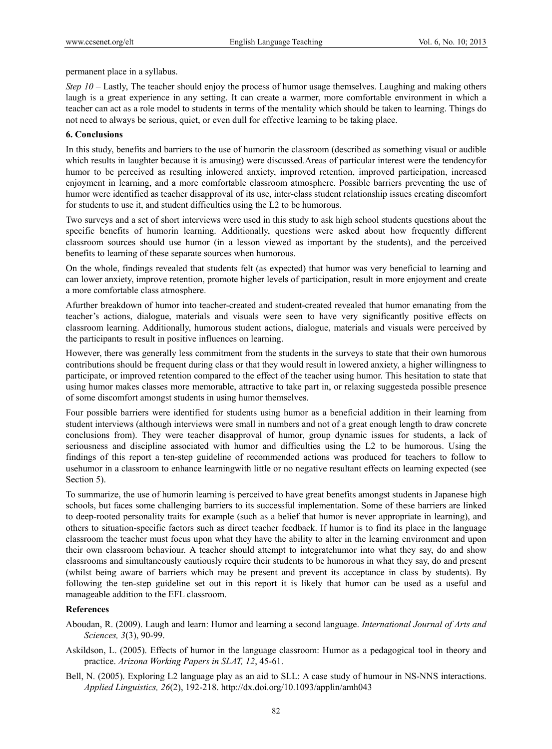permanent place in a syllabus.

*Step 10* – Lastly, The teacher should enjoy the process of humor usage themselves. Laughing and making others laugh is a great experience in any setting. It can create a warmer, more comfortable environment in which a teacher can act as a role model to students in terms of the mentality which should be taken to learning. Things do not need to always be serious, quiet, or even dull for effective learning to be taking place.

## 6. Conclusions

In this study, benefits and barriers to the use of humorin the classroom (described as something visual or audible which results in laughter because it is amusing) were discussed.Areas of particular interest were the tendencyfor humor to be perceived as resulting inlowered anxiety, improved retention, improved participation, increased enjoyment in learning, and a more comfortable classroom atmosphere. Possible barriers preventing the use of humor were identified as teacher disapproval of its use, inter-class student relationship issues creating discomfort for students to use it, and student difficulties using the L2 to be humorous.

Two surveys and a set of short interviews were used in this study to ask high school students questions about the specific benefits of humorin learning. Additionally, questions were asked about how frequently different classroom sources should use humor (in a lesson viewed as important by the students), and the perceived benefits to learning of these separate sources when humorous.

On the whole, findings revealed that students felt (as expected) that humor was very beneficial to learning and can lower anxiety, improve retention, promote higher levels of participation, result in more enjoyment and create a more comfortable class atmosphere.

Afurther breakdown of humor into teacher-created and student-created revealed that humor emanating from the teacher's actions, dialogue, materials and visuals were seen to have very significantly positive effects on classroom learning. Additionally, humorous student actions, dialogue, materials and visuals were perceived by the participants to result in positive influences on learning.

However, there was generally less commitment from the students in the surveys to state that their own humorous contributions should be frequent during class or that they would result in lowered anxiety, a higher willingness to participate, or improved retention compared to the effect of the teacher using humor. This hesitation to state that using humor makes classes more memorable, attractive to take part in, or relaxing suggesteda possible presence of some discomfort amongst students in using humor themselves.

Four possible barriers were identified for students using humor as a beneficial addition in their learning from student interviews (although interviews were small in numbers and not of a great enough length to draw concrete conclusions from). They were teacher disapproval of humor, group dynamic issues for students, a lack of seriousness and discipline associated with humor and difficulties using the L2 to be humorous. Using the findings of this report a ten-step guideline of recommended actions was produced for teachers to follow to usehumor in a classroom to enhance learningwith little or no negative resultant effects on learning expected (see Section 5).

To summarize, the use of humorin learning is perceived to have great benefits amongst students in Japanese high schools, but faces some challenging barriers to its successful implementation. Some of these barriers are linked to deep-rooted personality traits for example (such as a belief that humor is never appropriate in learning), and others to situation-specific factors such as direct teacher feedback. If humor is to find its place in the language classroom the teacher must focus upon what they have the ability to alter in the learning environment and upon their own classroom behaviour. A teacher should attempt to integratehumor into what they say, do and show classrooms and simultaneously cautiously require their students to be humorous in what they say, do and present (whilst being aware of barriers which may be present and prevent its acceptance in class by students). By following the ten-step guideline set out in this report it is likely that humor can be used as a useful and manageable addition to the EFL classroom.

## References

Aboudan, R. (2009). Laugh and learn: Humor and learning a second language. *International Journal of Arts and Sciences, 3*(3), 90-99.

Askildson, L. (2005). Effects of humor in the language classroom: Humor as a pedagogical tool in theory and practice. *Arizona Working Papers in SLAT, 12*, 45-61.

Bell, N. (2005). Exploring L2 language play as an aid to SLL: A case study of humour in NS-NNS interactions. *Applied Linguistics, 26*(2), 192-218. http://dx.doi.org/10.1093/applin/amh043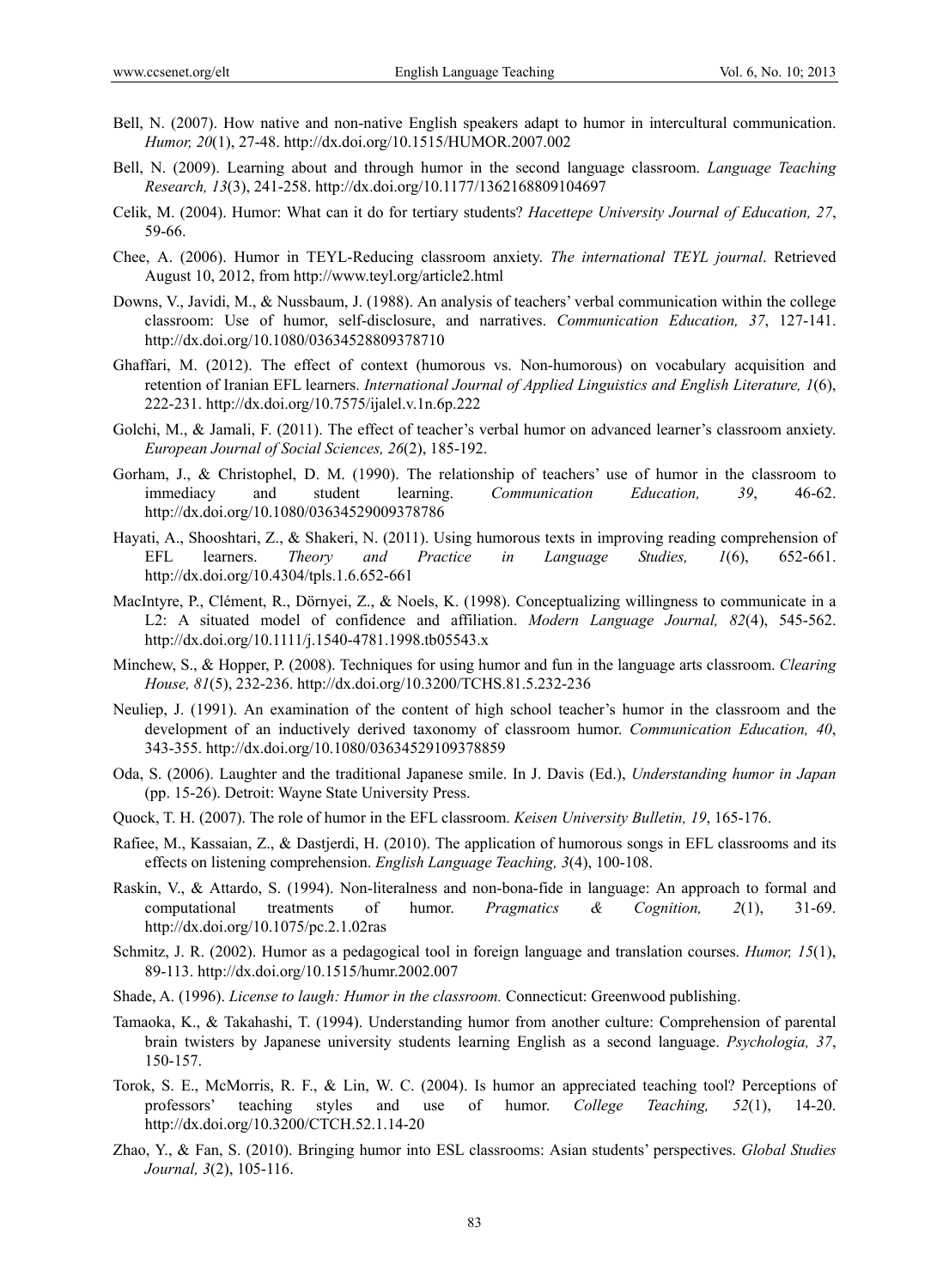Bell, N. (2007). How native and non-native English speakers adapt to humor in intercultural communication. *Humor, 20*(1), 27-48. http://dx.doi.org/10.1515/HUMOR.2007.002

Bell, N. (2009). Learning about and through humor in the second language classroom. *Language Teaching Research, 13*(3), 241-258. http://dx.doi.org/10.1177/1362168809104697

Celik, M. (2004). Humor: What can it do for tertiary students? *Hacettepe University Journal of Education, 27*, 59-66.

Chee, A. (2006). Humor in TEYL-Reducing classroom anxiety. *The international TEYL journal*. Retrieved August 10, 2012, from http://www.teyl.org/article2.html

Downs, V., Javidi, M., & Nussbaum, J. (1988). An analysis of teachers' verbal communication within the college classroom: Use of humor, self-disclosure, and narratives. *Communication Education, 37*, 127-141. http://dx.doi.org/10.1080/03634528809378710

Ghaffari, M. (2012). The effect of context (humorous vs. Non-humorous) on vocabulary acquisition and retention of Iranian EFL learners. *International Journal of Applied Linguistics and English Literature, 1*(6), 222-231. http://dx.doi.org/10.7575/ijalel.v.1n.6p.222

Golchi, M., & Jamali, F. (2011). The effect of teacher's verbal humor on advanced learner's classroom anxiety. *European Journal of Social Sciences, 26*(2), 185-192.

Gorham, J., & Christophel, D. M. (1990). The relationship of teachers' use of humor in the classroom to immediacy and student learning. *Communication Education, 39*, 46-62. http://dx.doi.org/10.1080/03634529009378786

Hayati, A., Shooshtari, Z., & Shakeri, N. (2011). Using humorous texts in improving reading comprehension of EFL learners. *Theory and Practice in Language Studies, 1*(6), 652-661. http://dx.doi.org/10.4304/tpls.1.6.652-661

MacIntyre, P., Clément, R., Dörnyei, Z., & Noels, K. (1998). Conceptualizing willingness to communicate in a L2: A situated model of confidence and affiliation. *Modern Language Journal, 82*(4), 545-562. http://dx.doi.org/10.1111/j.1540-4781.1998.tb05543.x

Minchew, S., & Hopper, P. (2008). Techniques for using humor and fun in the language arts classroom. *Clearing House, 81*(5), 232-236. http://dx.doi.org/10.3200/TCHS.81.5.232-236

Neuliep, J. (1991). An examination of the content of high school teacher's humor in the classroom and the development of an inductively derived taxonomy of classroom humor. *Communication Education, 40*, 343-355. http://dx.doi.org/10.1080/03634529109378859

Oda, S. (2006). Laughter and the traditional Japanese smile. In J. Davis (Ed.), *Understanding humor in Japan* (pp. 15-26). Detroit: Wayne State University Press.

Quock, T. H. (2007). The role of humor in the EFL classroom. *Keisen University Bulletin, 19*, 165-176.

Rafiee, M., Kassaian, Z., & Dastjerdi, H. (2010). The application of humorous songs in EFL classrooms and its effects on listening comprehension. *English Language Teaching, 3*(4), 100-108.

Raskin, V., & Attardo, S. (1994). Non-literalness and non-bona-fide in language: An approach to formal and computational treatments of humor. *Pragmatics & Cognition, 2*(1), 31-69. http://dx.doi.org/10.1075/pc.2.1.02ras

Schmitz, J. R. (2002). Humor as a pedagogical tool in foreign language and translation courses. *Humor, 15*(1), 89-113. http://dx.doi.org/10.1515/humr.2002.007

Shade, A. (1996). *License to laugh: Humor in the classroom.* Connecticut: Greenwood publishing.

Tamaoka, K., & Takahashi, T. (1994). Understanding humor from another culture: Comprehension of parental brain twisters by Japanese university students learning English as a second language. *Psychologia, 37*, 150-157.

Torok, S. E., McMorris, R. F., & Lin, W. C. (2004). Is humor an appreciated teaching tool? Perceptions of professors' teaching styles and use of humor. *College Teaching, 52*(1), 14-20. http://dx.doi.org/10.3200/CTCH.52.1.14-20

Zhao, Y., & Fan, S. (2010). Bringing humor into ESL classrooms: Asian students' perspectives. *Global Studies Journal, 3*(2), 105-116.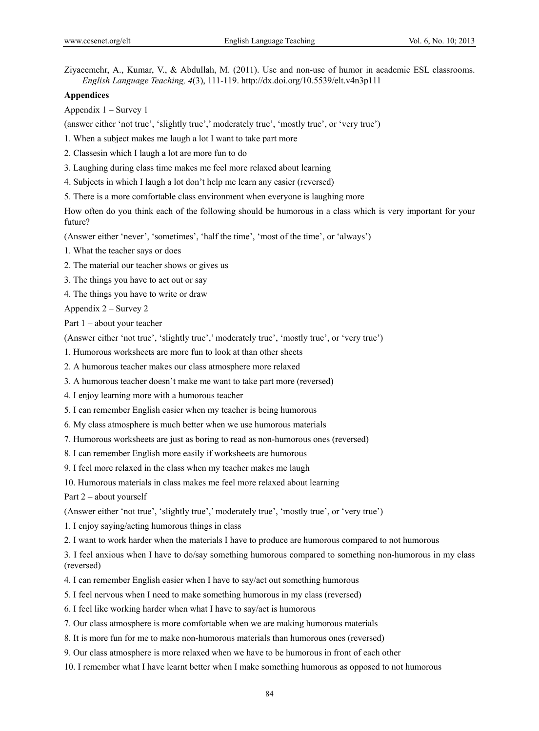Ziyaeemehr, A., Kumar, V., & Abdullah, M. (2011). Use and non-use of humor in academic ESL classrooms. *English Language Teaching, 4*(3), 111-119. http://dx.doi.org/10.5539/elt.v4n3p111

## Appendices

Appendix 1 – Survey 1

(answer either 'not true', 'slightly true',' moderately true', 'mostly true', or 'very true')

1. When a subject makes me laugh a lot I want to take part more
2. Classesin which I laugh a lot are more fun to do
3. Laughing during class time makes me feel more relaxed about learning
4. Subjects in which I laugh a lot don't help me learn any easier (reversed)
5. There is a more comfortable class environment when everyone is laughing more

How often do you think each of the following should be humorous in a class which is very important for your future?

(Answer either 'never', 'sometimes', 'half the time', 'most of the time', or 'always')

1. What the teacher says or does
2. The material our teacher shows or gives us
3. The things you have to act out or say
4. The things you have to write or draw

Appendix 2 – Survey 2

Part 1 – about your teacher

(Answer either 'not true', 'slightly true',' moderately true', 'mostly true', or 'very true')

1. Humorous worksheets are more fun to look at than other sheets
2. A humorous teacher makes our class atmosphere more relaxed
3. A humorous teacher doesn't make me want to take part more (reversed)
4. I enjoy learning more with a humorous teacher
5. I can remember English easier when my teacher is being humorous
6. My class atmosphere is much better when we use humorous materials
7. Humorous worksheets are just as boring to read as non-humorous ones (reversed)
8. I can remember English more easily if worksheets are humorous
9. I feel more relaxed in the class when my teacher makes me laugh
10. Humorous materials in class makes me feel more relaxed about learning

Part 2 – about yourself

(Answer either 'not true', 'slightly true',' moderately true', 'mostly true', or 'very true')

1. I enjoy saying/acting humorous things in class
2. I want to work harder when the materials I have to produce are humorous compared to not humorous
3. I feel anxious when I have to do/say something humorous compared to something non-humorous in my class (reversed)
4. I can remember English easier when I have to say/act out something humorous
5. I feel nervous when I need to make something humorous in my class (reversed)
6. I feel like working harder when what I have to say/act is humorous
7. Our class atmosphere is more comfortable when we are making humorous materials
8. It is more fun for me to make non-humorous materials than humorous ones (reversed)
9. Our class atmosphere is more relaxed when we have to be humorous in front of each other
10. I remember what I have learnt better when I make something humorous as opposed to not humorous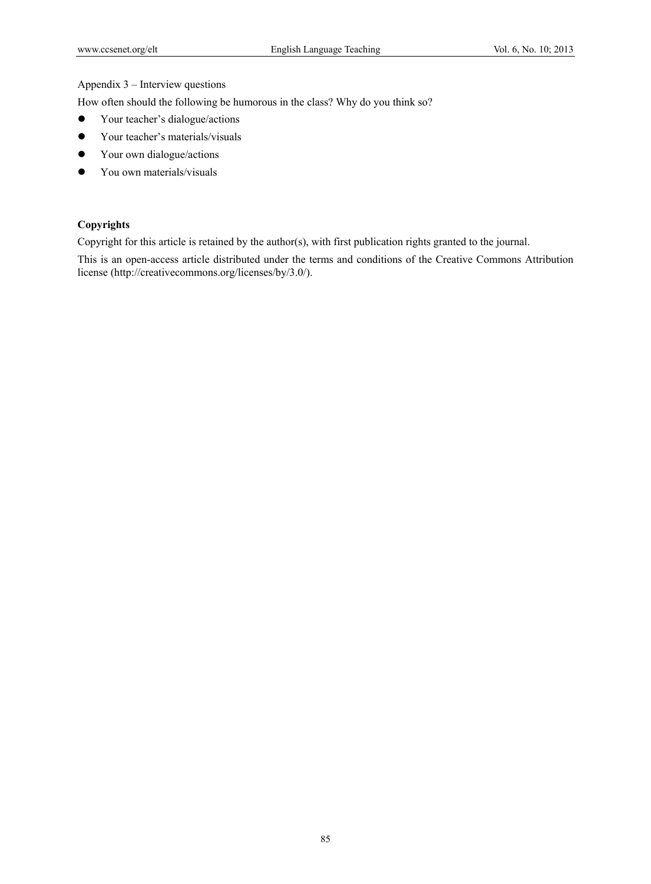Appendix 3 – Interview questions

How often should the following be humorous in the class? Why do you think so?

- Your teacher's dialogue/actions
- Your teacher's materials/visuals
- Your own dialogue/actions
- You own materials/visuals

**Copyrights**

Copyright for this article is retained by the author(s), with first publication rights granted to the journal.

This is an open-access article distributed under the terms and conditions of the Creative Commons Attribution license (http://creativecommons.org/licenses/by/3.0/).